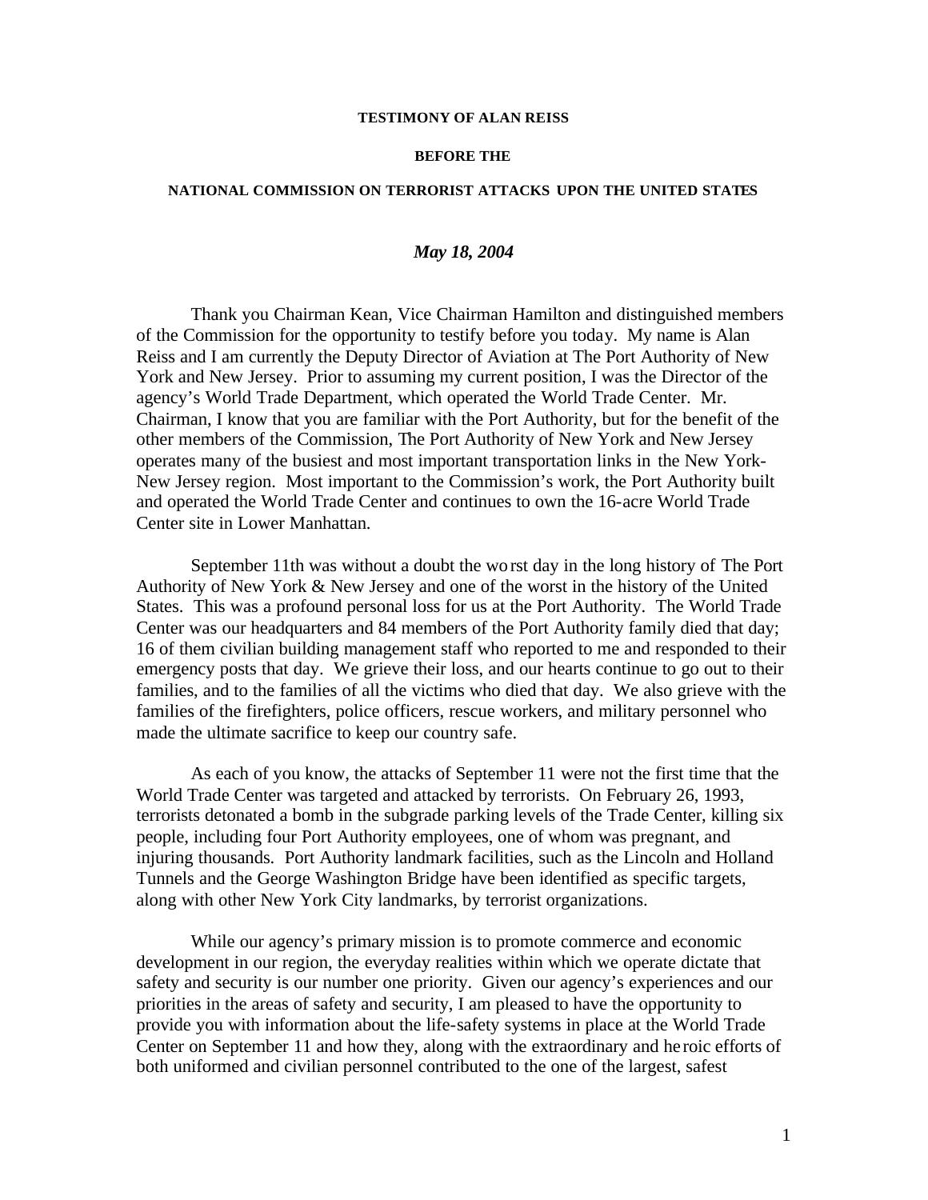**TESTIMONY OF ALAN REISS**

**BEFORE THE**

**NATIONAL COMMISSION ON TERRORIST ATTACKS UPON THE UNITED STATES**

***May 18, 2004***

Thank you Chairman Kean, Vice Chairman Hamilton and distinguished members of the Commission for the opportunity to testify before you today. My name is Alan Reiss and I am currently the Deputy Director of Aviation at The Port Authority of New York and New Jersey. Prior to assuming my current position, I was the Director of the agency's World Trade Department, which operated the World Trade Center. Mr. Chairman, I know that you are familiar with the Port Authority, but for the benefit of the other members of the Commission, The Port Authority of New York and New Jersey operates many of the busiest and most important transportation links in the New York-New Jersey region. Most important to the Commission's work, the Port Authority built and operated the World Trade Center and continues to own the 16-acre World Trade Center site in Lower Manhattan.

September 11th was without a doubt the worst day in the long history of The Port Authority of New York & New Jersey and one of the worst in the history of the United States. This was a profound personal loss for us at the Port Authority. The World Trade Center was our headquarters and 84 members of the Port Authority family died that day; 16 of them civilian building management staff who reported to me and responded to their emergency posts that day. We grieve their loss, and our hearts continue to go out to their families, and to the families of all the victims who died that day. We also grieve with the families of the firefighters, police officers, rescue workers, and military personnel who made the ultimate sacrifice to keep our country safe.

As each of you know, the attacks of September 11 were not the first time that the World Trade Center was targeted and attacked by terrorists. On February 26, 1993, terrorists detonated a bomb in the subgrade parking levels of the Trade Center, killing six people, including four Port Authority employees, one of whom was pregnant, and injuring thousands. Port Authority landmark facilities, such as the Lincoln and Holland Tunnels and the George Washington Bridge have been identified as specific targets, along with other New York City landmarks, by terrorist organizations.

While our agency's primary mission is to promote commerce and economic development in our region, the everyday realities within which we operate dictate that safety and security is our number one priority. Given our agency's experiences and our priorities in the areas of safety and security, I am pleased to have the opportunity to provide you with information about the life-safety systems in place at the World Trade Center on September 11 and how they, along with the extraordinary and heroic efforts of both uniformed and civilian personnel contributed to the one of the largest, safest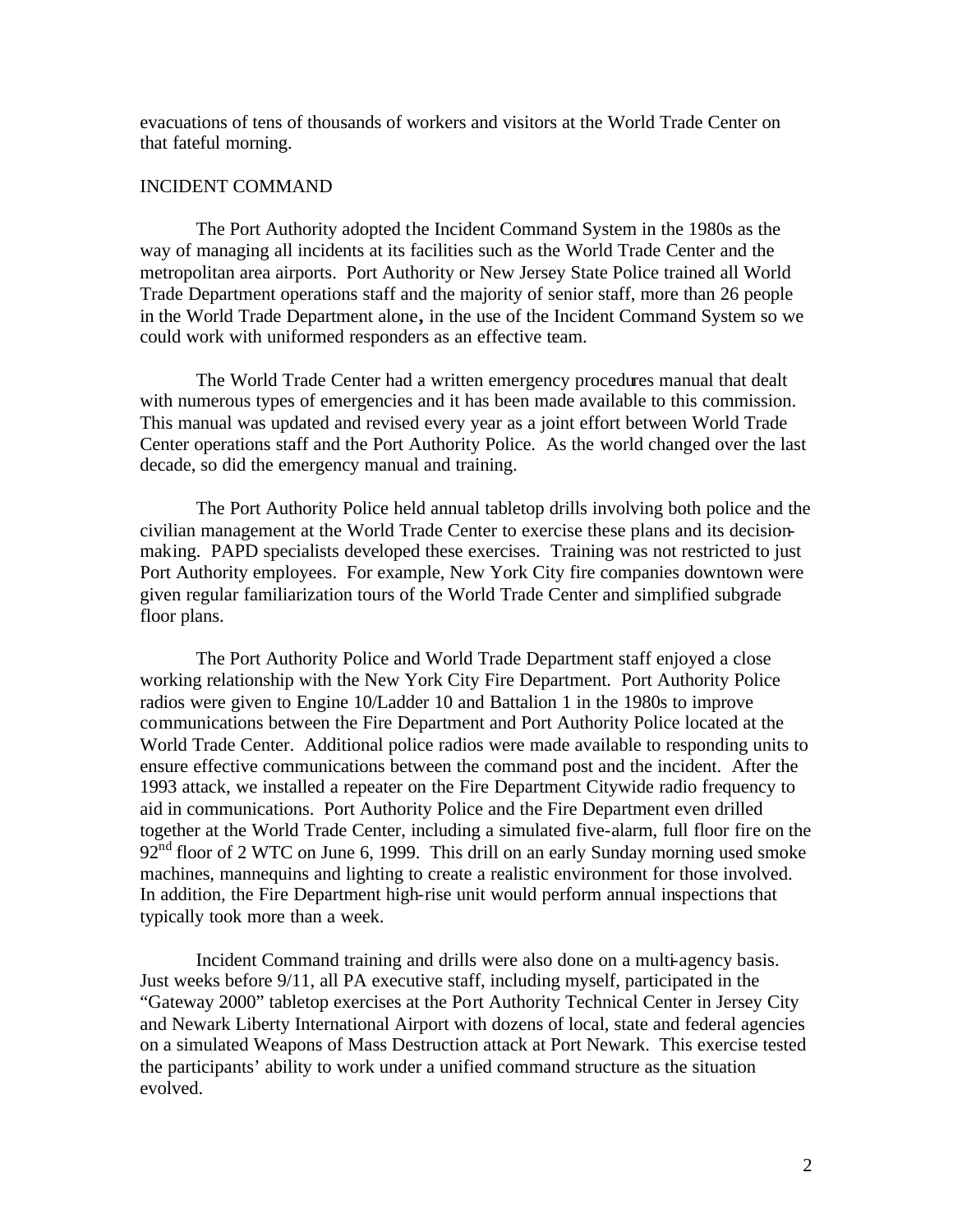evacuations of tens of thousands of workers and visitors at the World Trade Center on that fateful morning.

## INCIDENT COMMAND

The Port Authority adopted the Incident Command System in the 1980s as the way of managing all incidents at its facilities such as the World Trade Center and the metropolitan area airports. Port Authority or New Jersey State Police trained all World Trade Department operations staff and the majority of senior staff, more than 26 people in the World Trade Department alone**,** in the use of the Incident Command System so we could work with uniformed responders as an effective team.

The World Trade Center had a written emergency procedures manual that dealt with numerous types of emergencies and it has been made available to this commission. This manual was updated and revised every year as a joint effort between World Trade Center operations staff and the Port Authority Police. As the world changed over the last decade, so did the emergency manual and training.

The Port Authority Police held annual tabletop drills involving both police and the civilian management at the World Trade Center to exercise these plans and its decision-making. PAPD specialists developed these exercises. Training was not restricted to just Port Authority employees. For example, New York City fire companies downtown were given regular familiarization tours of the World Trade Center and simplified subgrade floor plans.

The Port Authority Police and World Trade Department staff enjoyed a close working relationship with the New York City Fire Department. Port Authority Police radios were given to Engine 10/Ladder 10 and Battalion 1 in the 1980s to improve communications between the Fire Department and Port Authority Police located at the World Trade Center. Additional police radios were made available to responding units to ensure effective communications between the command post and the incident. After the 1993 attack, we installed a repeater on the Fire Department Citywide radio frequency to aid in communications. Port Authority Police and the Fire Department even drilled together at the World Trade Center, including a simulated five-alarm, full floor fire on the 92nd floor of 2 WTC on June 6, 1999. This drill on an early Sunday morning used smoke machines, mannequins and lighting to create a realistic environment for those involved. In addition, the Fire Department high-rise unit would perform annual inspections that typically took more than a week.

Incident Command training and drills were also done on a multi-agency basis. Just weeks before 9/11, all PA executive staff, including myself, participated in the "Gateway 2000" tabletop exercises at the Port Authority Technical Center in Jersey City and Newark Liberty International Airport with dozens of local, state and federal agencies on a simulated Weapons of Mass Destruction attack at Port Newark. This exercise tested the participants' ability to work under a unified command structure as the situation evolved.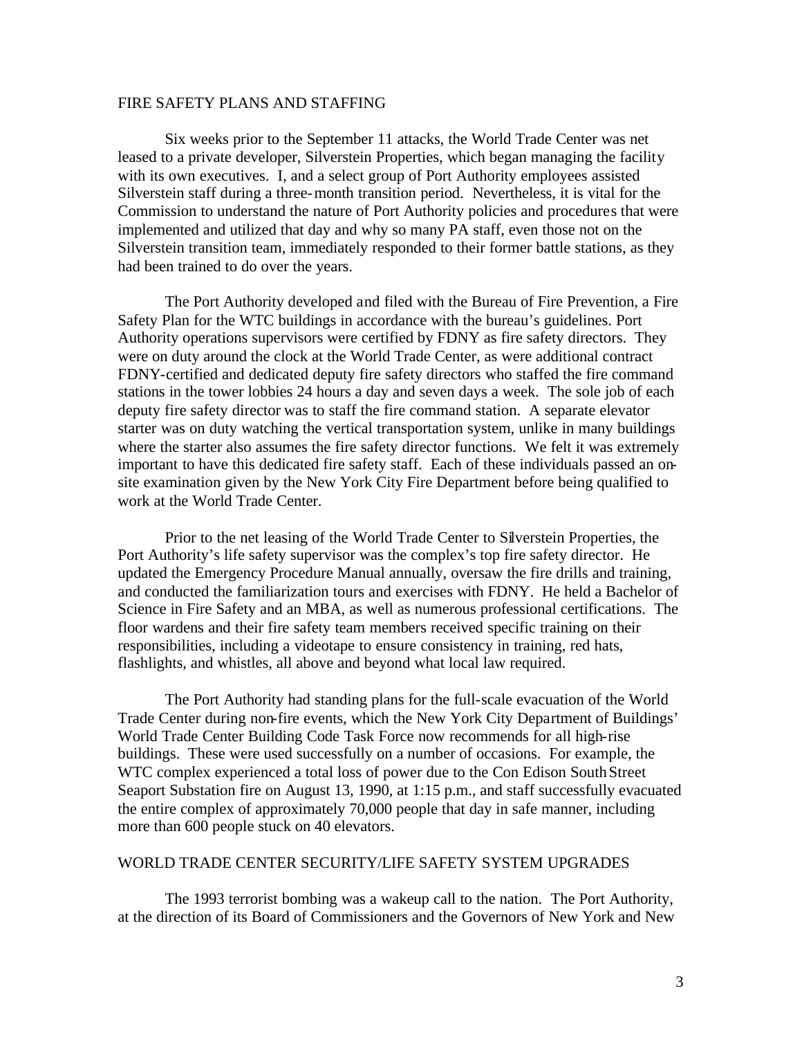## FIRE SAFETY PLANS AND STAFFING

Six weeks prior to the September 11 attacks, the World Trade Center was net leased to a private developer, Silverstein Properties, which began managing the facility with its own executives. I, and a select group of Port Authority employees assisted Silverstein staff during a three-month transition period. Nevertheless, it is vital for the Commission to understand the nature of Port Authority policies and procedures that were implemented and utilized that day and why so many PA staff, even those not on the Silverstein transition team, immediately responded to their former battle stations, as they had been trained to do over the years.

The Port Authority developed and filed with the Bureau of Fire Prevention, a Fire Safety Plan for the WTC buildings in accordance with the bureau's guidelines. Port Authority operations supervisors were certified by FDNY as fire safety directors. They were on duty around the clock at the World Trade Center, as were additional contract FDNY-certified and dedicated deputy fire safety directors who staffed the fire command stations in the tower lobbies 24 hours a day and seven days a week. The sole job of each deputy fire safety director was to staff the fire command station. A separate elevator starter was on duty watching the vertical transportation system, unlike in many buildings where the starter also assumes the fire safety director functions. We felt it was extremely important to have this dedicated fire safety staff. Each of these individuals passed an on-site examination given by the New York City Fire Department before being qualified to work at the World Trade Center.

Prior to the net leasing of the World Trade Center to Silverstein Properties, the Port Authority's life safety supervisor was the complex's top fire safety director. He updated the Emergency Procedure Manual annually, oversaw the fire drills and training, and conducted the familiarization tours and exercises with FDNY. He held a Bachelor of Science in Fire Safety and an MBA, as well as numerous professional certifications. The floor wardens and their fire safety team members received specific training on their responsibilities, including a videotape to ensure consistency in training, red hats, flashlights, and whistles, all above and beyond what local law required.

The Port Authority had standing plans for the full-scale evacuation of the World Trade Center during non-fire events, which the New York City Department of Buildings' World Trade Center Building Code Task Force now recommends for all high-rise buildings. These were used successfully on a number of occasions. For example, the WTC complex experienced a total loss of power due to the Con Edison South Street Seaport Substation fire on August 13, 1990, at 1:15 p.m., and staff successfully evacuated the entire complex of approximately 70,000 people that day in safe manner, including more than 600 people stuck on 40 elevators.

## WORLD TRADE CENTER SECURITY/LIFE SAFETY SYSTEM UPGRADES

The 1993 terrorist bombing was a wakeup call to the nation. The Port Authority, at the direction of its Board of Commissioners and the Governors of New York and New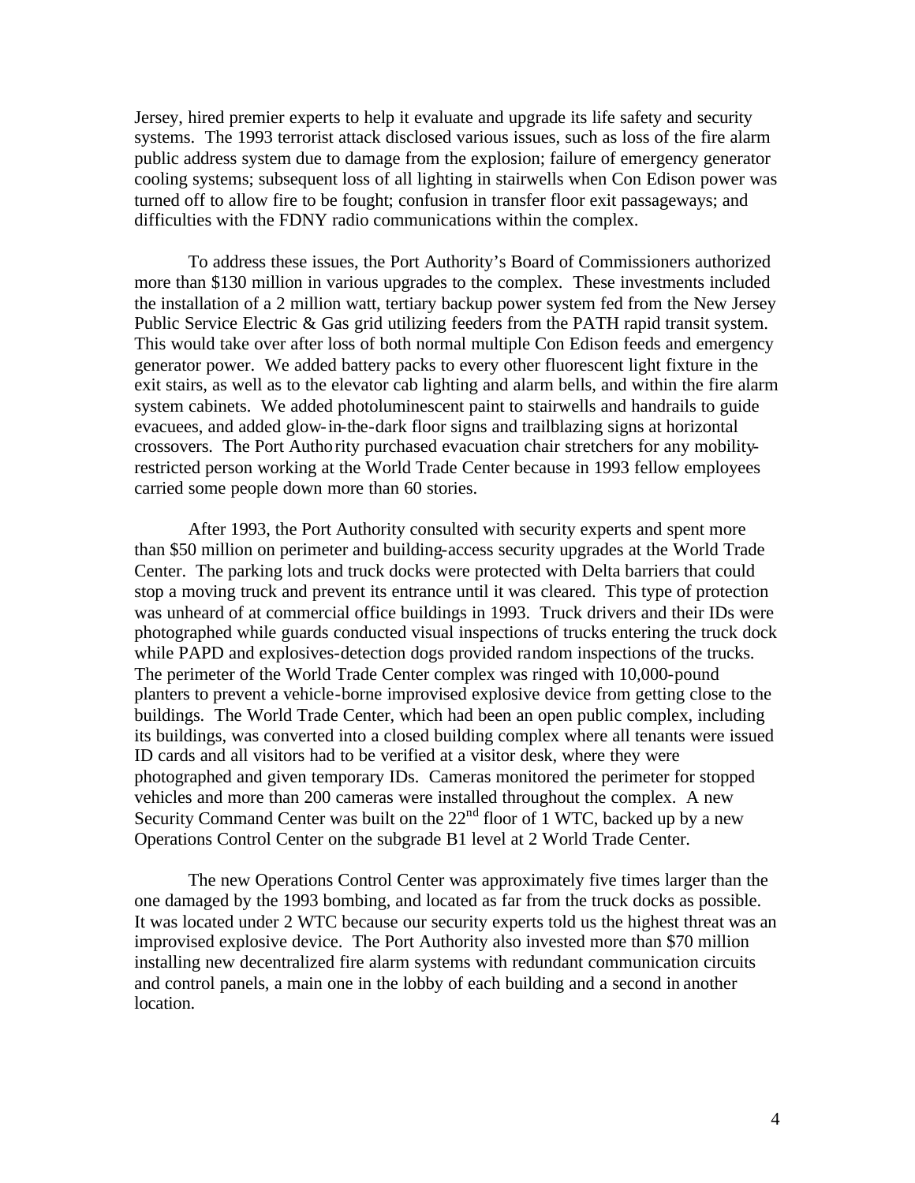Jersey, hired premier experts to help it evaluate and upgrade its life safety and security systems. The 1993 terrorist attack disclosed various issues, such as loss of the fire alarm public address system due to damage from the explosion; failure of emergency generator cooling systems; subsequent loss of all lighting in stairwells when Con Edison power was turned off to allow fire to be fought; confusion in transfer floor exit passageways; and difficulties with the FDNY radio communications within the complex.

To address these issues, the Port Authority's Board of Commissioners authorized more than $130 million in various upgrades to the complex. These investments included the installation of a 2 million watt, tertiary backup power system fed from the New Jersey Public Service Electric & Gas grid utilizing feeders from the PATH rapid transit system. This would take over after loss of both normal multiple Con Edison feeds and emergency generator power. We added battery packs to every other fluorescent light fixture in the exit stairs, as well as to the elevator cab lighting and alarm bells, and within the fire alarm system cabinets. We added photoluminescent paint to stairwells and handrails to guide evacuees, and added glow-in-the-dark floor signs and trailblazing signs at horizontal crossovers. The Port Authority purchased evacuation chair stretchers for any mobility-restricted person working at the World Trade Center because in 1993 fellow employees carried some people down more than 60 stories.

After 1993, the Port Authority consulted with security experts and spent more than $50 million on perimeter and building-access security upgrades at the World Trade Center. The parking lots and truck docks were protected with Delta barriers that could stop a moving truck and prevent its entrance until it was cleared. This type of protection was unheard of at commercial office buildings in 1993. Truck drivers and their IDs were photographed while guards conducted visual inspections of trucks entering the truck dock while PAPD and explosives-detection dogs provided random inspections of the trucks. The perimeter of the World Trade Center complex was ringed with 10,000-pound planters to prevent a vehicle-borne improvised explosive device from getting close to the buildings. The World Trade Center, which had been an open public complex, including its buildings, was converted into a closed building complex where all tenants were issued ID cards and all visitors had to be verified at a visitor desk, where they were photographed and given temporary IDs. Cameras monitored the perimeter for stopped vehicles and more than 200 cameras were installed throughout the complex. A new Security Command Center was built on the 22nd floor of 1 WTC, backed up by a new Operations Control Center on the subgrade B1 level at 2 World Trade Center.

The new Operations Control Center was approximately five times larger than the one damaged by the 1993 bombing, and located as far from the truck docks as possible. It was located under 2 WTC because our security experts told us the highest threat was an improvised explosive device. The Port Authority also invested more than $70 million installing new decentralized fire alarm systems with redundant communication circuits and control panels, a main one in the lobby of each building and a second in another location.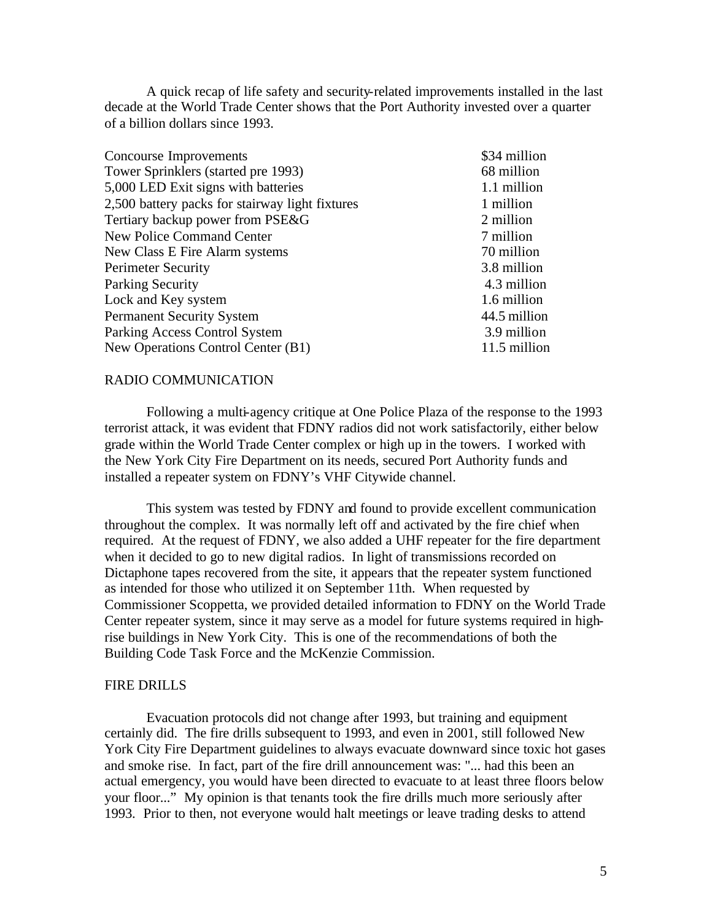A quick recap of life safety and security-related improvements installed in the last decade at the World Trade Center shows that the Port Authority invested over a quarter of a billion dollars since 1993.

| | |
|---|---|
| Concourse Improvements | $34 million |
| Tower Sprinklers (started pre 1993) | 68 million |
| 5,000 LED Exit signs with batteries | 1.1 million |
| 2,500 battery packs for stairway light fixtures | 1 million |
| Tertiary backup power from PSE&G | 2 million |
| New Police Command Center | 7 million |
| New Class E Fire Alarm systems | 70 million |
| Perimeter Security | 3.8 million |
| Parking Security | 4.3 million |
| Lock and Key system | 1.6 million |
| Permanent Security System | 44.5 million |
| Parking Access Control System | 3.9 million |
| New Operations Control Center (B1) | 11.5 million |

## RADIO COMMUNICATION

Following a multi-agency critique at One Police Plaza of the response to the 1993 terrorist attack, it was evident that FDNY radios did not work satisfactorily, either below grade within the World Trade Center complex or high up in the towers. I worked with the New York City Fire Department on its needs, secured Port Authority funds and installed a repeater system on FDNY's VHF Citywide channel.

This system was tested by FDNY and found to provide excellent communication throughout the complex. It was normally left off and activated by the fire chief when required. At the request of FDNY, we also added a UHF repeater for the fire department when it decided to go to new digital radios. In light of transmissions recorded on Dictaphone tapes recovered from the site, it appears that the repeater system functioned as intended for those who utilized it on September 11th. When requested by Commissioner Scoppetta, we provided detailed information to FDNY on the World Trade Center repeater system, since it may serve as a model for future systems required in high-rise buildings in New York City. This is one of the recommendations of both the Building Code Task Force and the McKenzie Commission.

## FIRE DRILLS

Evacuation protocols did not change after 1993, but training and equipment certainly did. The fire drills subsequent to 1993, and even in 2001, still followed New York City Fire Department guidelines to always evacuate downward since toxic hot gases and smoke rise. In fact, part of the fire drill announcement was: "... had this been an actual emergency, you would have been directed to evacuate to at least three floors below your floor..." My opinion is that tenants took the fire drills much more seriously after 1993. Prior to then, not everyone would halt meetings or leave trading desks to attend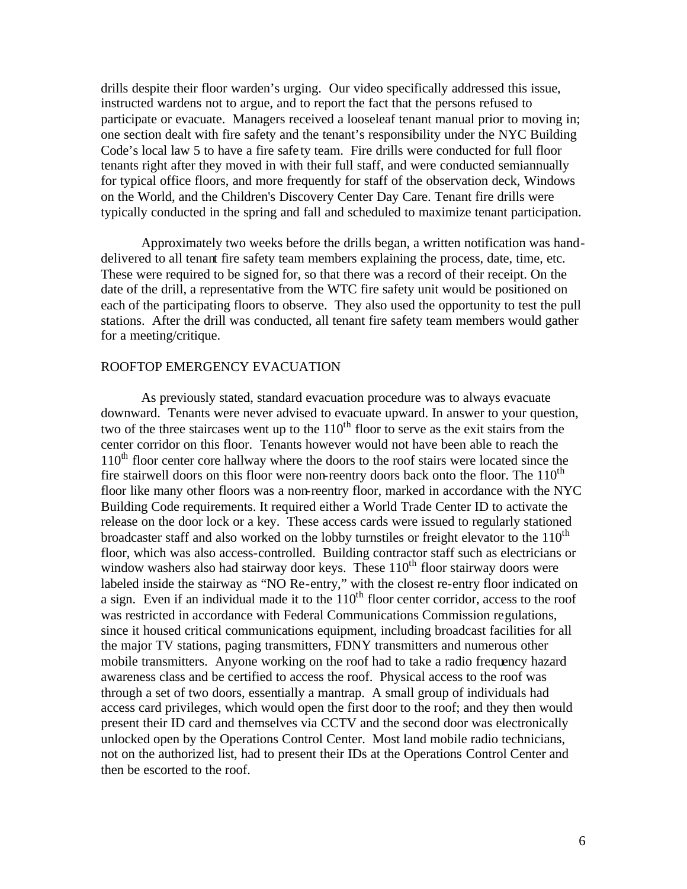drills despite their floor warden's urging. Our video specifically addressed this issue, instructed wardens not to argue, and to report the fact that the persons refused to participate or evacuate. Managers received a looseleaf tenant manual prior to moving in; one section dealt with fire safety and the tenant's responsibility under the NYC Building Code's local law 5 to have a fire safety team. Fire drills were conducted for full floor tenants right after they moved in with their full staff, and were conducted semiannually for typical office floors, and more frequently for staff of the observation deck, Windows on the World, and the Children's Discovery Center Day Care. Tenant fire drills were typically conducted in the spring and fall and scheduled to maximize tenant participation.

Approximately two weeks before the drills began, a written notification was hand-delivered to all tenant fire safety team members explaining the process, date, time, etc. These were required to be signed for, so that there was a record of their receipt. On the date of the drill, a representative from the WTC fire safety unit would be positioned on each of the participating floors to observe. They also used the opportunity to test the pull stations. After the drill was conducted, all tenant fire safety team members would gather for a meeting/critique.

## ROOFTOP EMERGENCY EVACUATION

As previously stated, standard evacuation procedure was to always evacuate downward. Tenants were never advised to evacuate upward. In answer to your question, two of the three staircases went up to the 110th floor to serve as the exit stairs from the center corridor on this floor. Tenants however would not have been able to reach the 110th floor center core hallway where the doors to the roof stairs were located since the fire stairwell doors on this floor were non-reentry doors back onto the floor. The 110th floor like many other floors was a non-reentry floor, marked in accordance with the NYC Building Code requirements. It required either a World Trade Center ID to activate the release on the door lock or a key. These access cards were issued to regularly stationed broadcaster staff and also worked on the lobby turnstiles or freight elevator to the 110th floor, which was also access-controlled. Building contractor staff such as electricians or window washers also had stairway door keys. These 110th floor stairway doors were labeled inside the stairway as "NO Re-entry," with the closest re-entry floor indicated on a sign. Even if an individual made it to the 110th floor center corridor, access to the roof was restricted in accordance with Federal Communications Commission regulations, since it housed critical communications equipment, including broadcast facilities for all the major TV stations, paging transmitters, FDNY transmitters and numerous other mobile transmitters. Anyone working on the roof had to take a radio frequency hazard awareness class and be certified to access the roof. Physical access to the roof was through a set of two doors, essentially a mantrap. A small group of individuals had access card privileges, which would open the first door to the roof; and they then would present their ID card and themselves via CCTV and the second door was electronically unlocked open by the Operations Control Center. Most land mobile radio technicians, not on the authorized list, had to present their IDs at the Operations Control Center and then be escorted to the roof.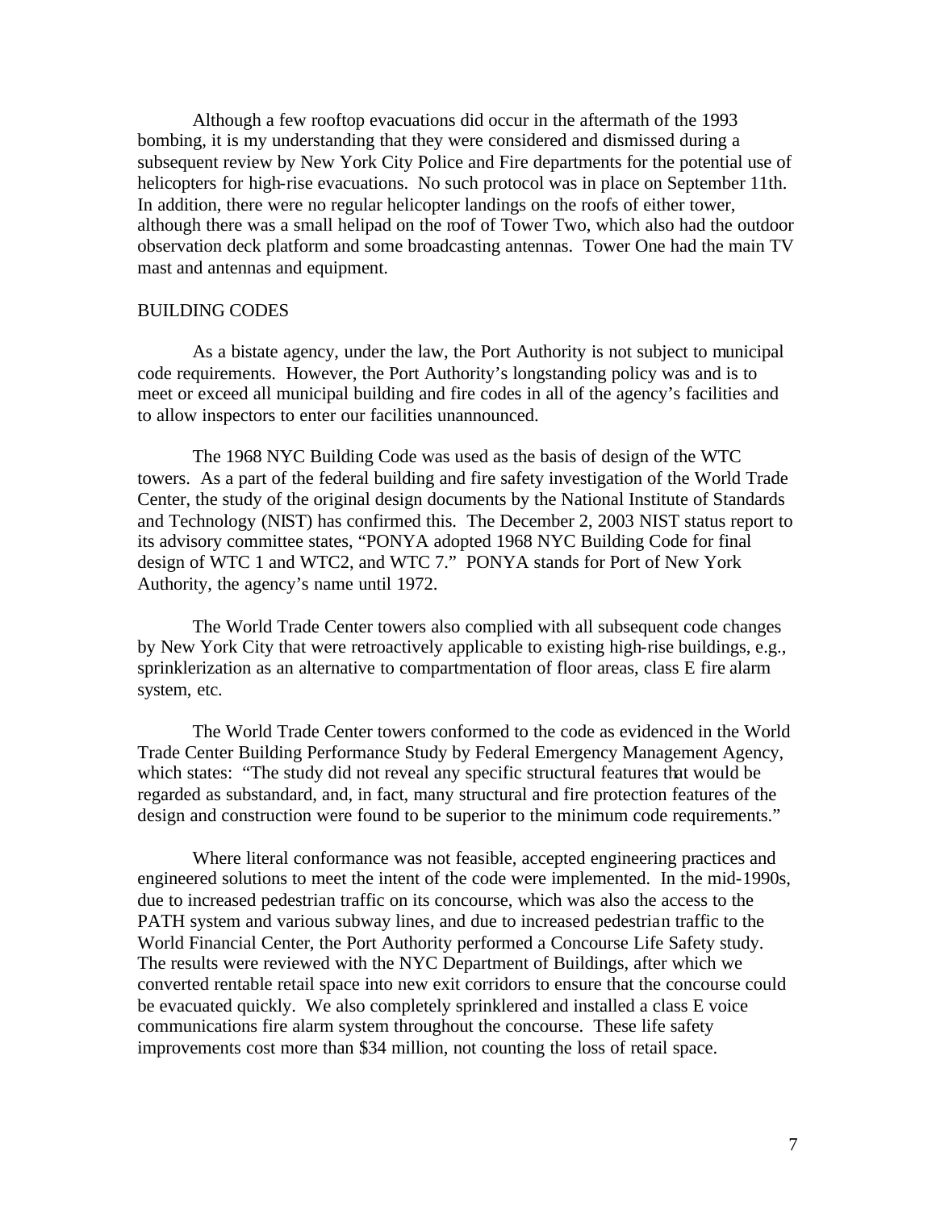Although a few rooftop evacuations did occur in the aftermath of the 1993 bombing, it is my understanding that they were considered and dismissed during a subsequent review by New York City Police and Fire departments for the potential use of helicopters for high-rise evacuations. No such protocol was in place on September 11th. In addition, there were no regular helicopter landings on the roofs of either tower, although there was a small helipad on the roof of Tower Two, which also had the outdoor observation deck platform and some broadcasting antennas. Tower One had the main TV mast and antennas and equipment.

## BUILDING CODES

As a bistate agency, under the law, the Port Authority is not subject to municipal code requirements. However, the Port Authority's longstanding policy was and is to meet or exceed all municipal building and fire codes in all of the agency's facilities and to allow inspectors to enter our facilities unannounced.

The 1968 NYC Building Code was used as the basis of design of the WTC towers. As a part of the federal building and fire safety investigation of the World Trade Center, the study of the original design documents by the National Institute of Standards and Technology (NIST) has confirmed this. The December 2, 2003 NIST status report to its advisory committee states, "PONYA adopted 1968 NYC Building Code for final design of WTC 1 and WTC2, and WTC 7." PONYA stands for Port of New York Authority, the agency's name until 1972.

The World Trade Center towers also complied with all subsequent code changes by New York City that were retroactively applicable to existing high-rise buildings, e.g., sprinklerization as an alternative to compartmentation of floor areas, class E fire alarm system, etc.

The World Trade Center towers conformed to the code as evidenced in the World Trade Center Building Performance Study by Federal Emergency Management Agency, which states: "The study did not reveal any specific structural features that would be regarded as substandard, and, in fact, many structural and fire protection features of the design and construction were found to be superior to the minimum code requirements."

Where literal conformance was not feasible, accepted engineering practices and engineered solutions to meet the intent of the code were implemented. In the mid-1990s, due to increased pedestrian traffic on its concourse, which was also the access to the PATH system and various subway lines, and due to increased pedestrian traffic to the World Financial Center, the Port Authority performed a Concourse Life Safety study. The results were reviewed with the NYC Department of Buildings, after which we converted rentable retail space into new exit corridors to ensure that the concourse could be evacuated quickly. We also completely sprinklered and installed a class E voice communications fire alarm system throughout the concourse. These life safety improvements cost more than $34 million, not counting the loss of retail space.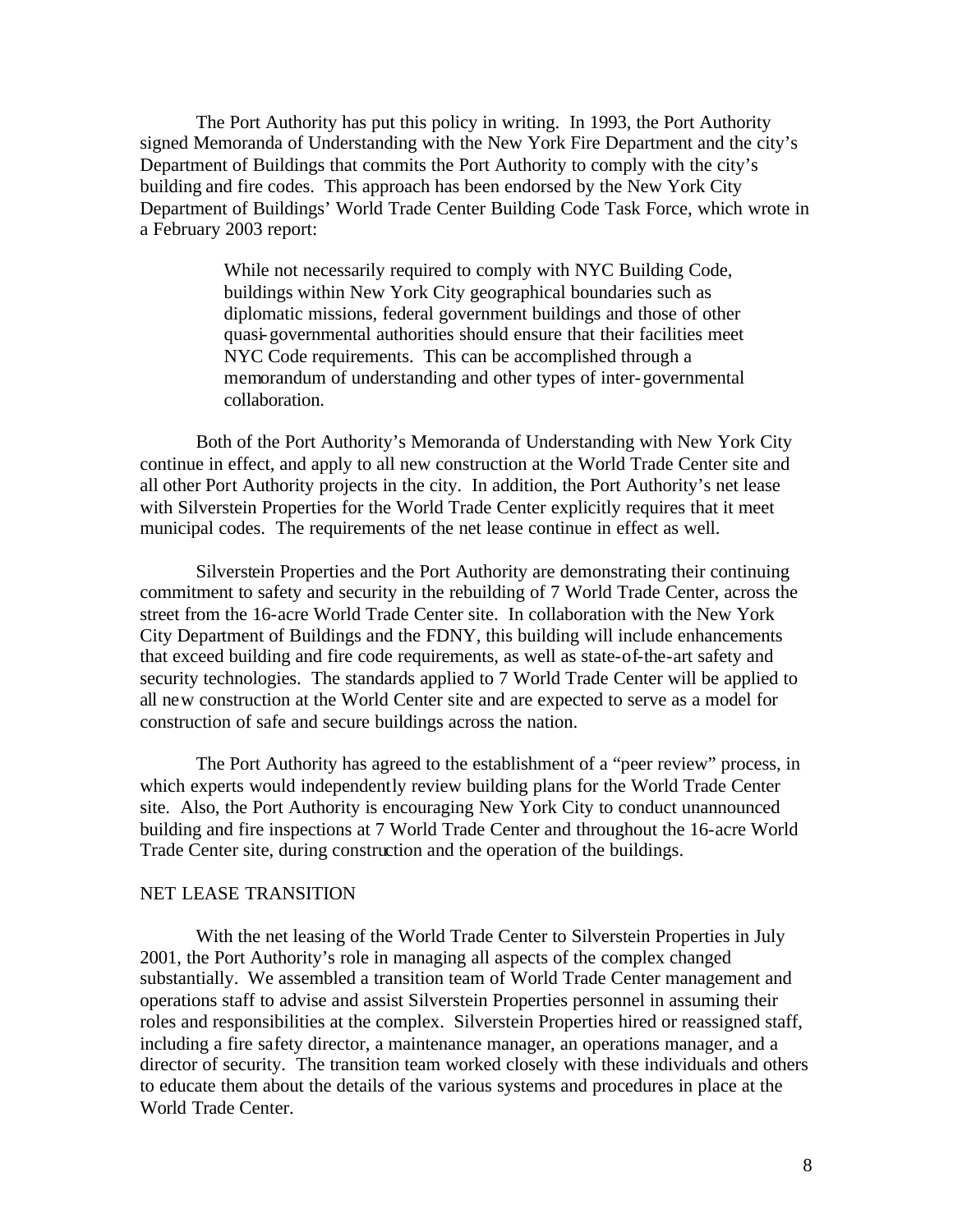The Port Authority has put this policy in writing. In 1993, the Port Authority signed Memoranda of Understanding with the New York Fire Department and the city's Department of Buildings that commits the Port Authority to comply with the city's building and fire codes. This approach has been endorsed by the New York City Department of Buildings' World Trade Center Building Code Task Force, which wrote in a February 2003 report:

> While not necessarily required to comply with NYC Building Code, buildings within New York City geographical boundaries such as diplomatic missions, federal government buildings and those of other quasi-governmental authorities should ensure that their facilities meet NYC Code requirements. This can be accomplished through a memorandum of understanding and other types of inter-governmental collaboration.

Both of the Port Authority's Memoranda of Understanding with New York City continue in effect, and apply to all new construction at the World Trade Center site and all other Port Authority projects in the city. In addition, the Port Authority's net lease with Silverstein Properties for the World Trade Center explicitly requires that it meet municipal codes. The requirements of the net lease continue in effect as well.

Silverstein Properties and the Port Authority are demonstrating their continuing commitment to safety and security in the rebuilding of 7 World Trade Center, across the street from the 16-acre World Trade Center site. In collaboration with the New York City Department of Buildings and the FDNY, this building will include enhancements that exceed building and fire code requirements, as well as state-of-the-art safety and security technologies. The standards applied to 7 World Trade Center will be applied to all new construction at the World Center site and are expected to serve as a model for construction of safe and secure buildings across the nation.

The Port Authority has agreed to the establishment of a "peer review" process, in which experts would independently review building plans for the World Trade Center site. Also, the Port Authority is encouraging New York City to conduct unannounced building and fire inspections at 7 World Trade Center and throughout the 16-acre World Trade Center site, during construction and the operation of the buildings.

## NET LEASE TRANSITION

With the net leasing of the World Trade Center to Silverstein Properties in July 2001, the Port Authority's role in managing all aspects of the complex changed substantially. We assembled a transition team of World Trade Center management and operations staff to advise and assist Silverstein Properties personnel in assuming their roles and responsibilities at the complex. Silverstein Properties hired or reassigned staff, including a fire safety director, a maintenance manager, an operations manager, and a director of security. The transition team worked closely with these individuals and others to educate them about the details of the various systems and procedures in place at the World Trade Center.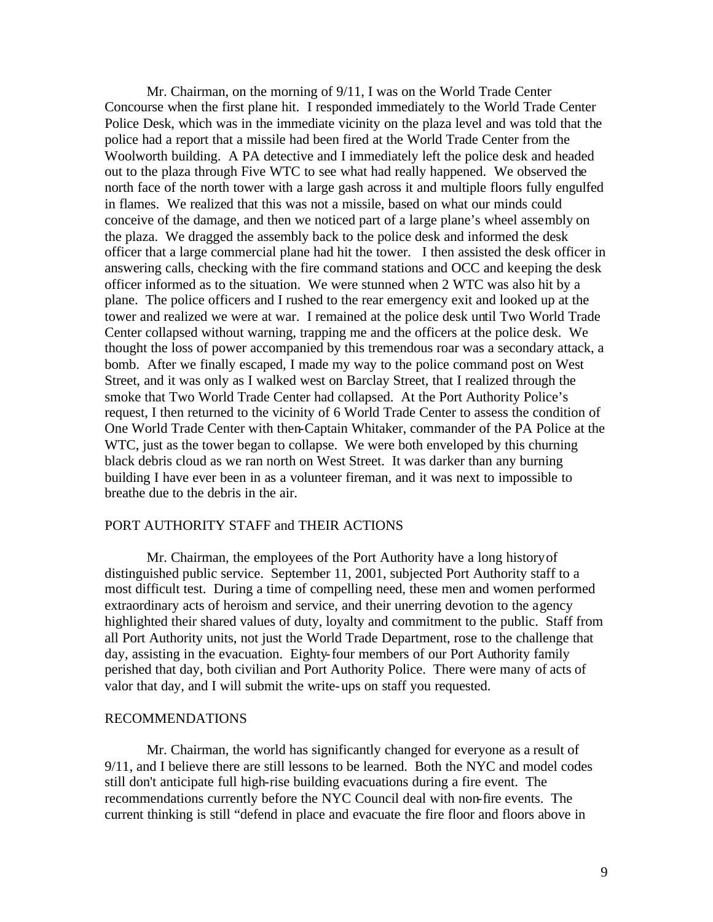Mr. Chairman, on the morning of 9/11, I was on the World Trade Center Concourse when the first plane hit. I responded immediately to the World Trade Center Police Desk, which was in the immediate vicinity on the plaza level and was told that the police had a report that a missile had been fired at the World Trade Center from the Woolworth building. A PA detective and I immediately left the police desk and headed out to the plaza through Five WTC to see what had really happened. We observed the north face of the north tower with a large gash across it and multiple floors fully engulfed in flames. We realized that this was not a missile, based on what our minds could conceive of the damage, and then we noticed part of a large plane's wheel assembly on the plaza. We dragged the assembly back to the police desk and informed the desk officer that a large commercial plane had hit the tower. I then assisted the desk officer in answering calls, checking with the fire command stations and OCC and keeping the desk officer informed as to the situation. We were stunned when 2 WTC was also hit by a plane. The police officers and I rushed to the rear emergency exit and looked up at the tower and realized we were at war. I remained at the police desk until Two World Trade Center collapsed without warning, trapping me and the officers at the police desk. We thought the loss of power accompanied by this tremendous roar was a secondary attack, a bomb. After we finally escaped, I made my way to the police command post on West Street, and it was only as I walked west on Barclay Street, that I realized through the smoke that Two World Trade Center had collapsed. At the Port Authority Police's request, I then returned to the vicinity of 6 World Trade Center to assess the condition of One World Trade Center with then-Captain Whitaker, commander of the PA Police at the WTC, just as the tower began to collapse. We were both enveloped by this churning black debris cloud as we ran north on West Street. It was darker than any burning building I have ever been in as a volunteer fireman, and it was next to impossible to breathe due to the debris in the air.

## PORT AUTHORITY STAFF and THEIR ACTIONS

Mr. Chairman, the employees of the Port Authority have a long history of distinguished public service. September 11, 2001, subjected Port Authority staff to a most difficult test. During a time of compelling need, these men and women performed extraordinary acts of heroism and service, and their unerring devotion to the agency highlighted their shared values of duty, loyalty and commitment to the public. Staff from all Port Authority units, not just the World Trade Department, rose to the challenge that day, assisting in the evacuation. Eighty-four members of our Port Authority family perished that day, both civilian and Port Authority Police. There were many of acts of valor that day, and I will submit the write-ups on staff you requested.

## RECOMMENDATIONS

Mr. Chairman, the world has significantly changed for everyone as a result of 9/11, and I believe there are still lessons to be learned. Both the NYC and model codes still don't anticipate full high-rise building evacuations during a fire event. The recommendations currently before the NYC Council deal with non-fire events. The current thinking is still "defend in place and evacuate the fire floor and floors above in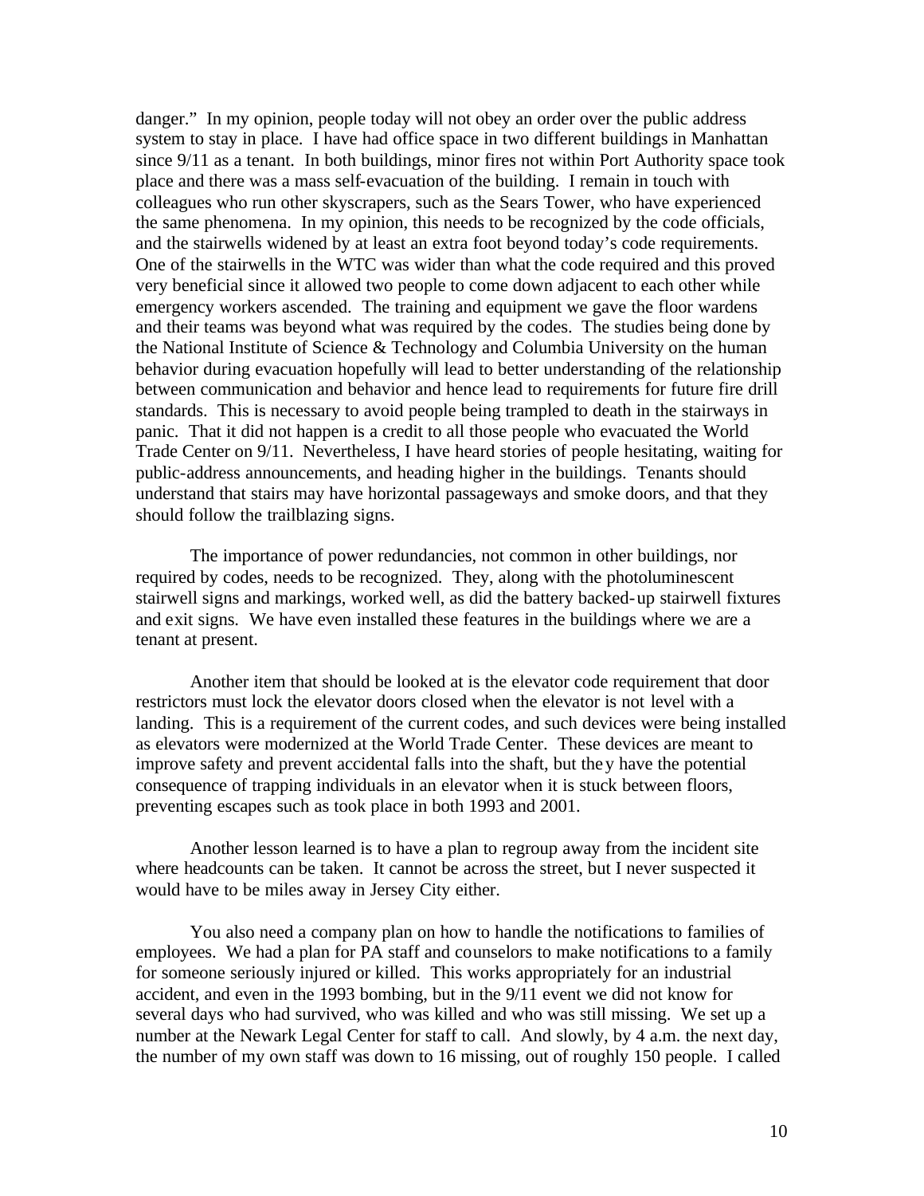danger." In my opinion, people today will not obey an order over the public address system to stay in place. I have had office space in two different buildings in Manhattan since 9/11 as a tenant. In both buildings, minor fires not within Port Authority space took place and there was a mass self-evacuation of the building. I remain in touch with colleagues who run other skyscrapers, such as the Sears Tower, who have experienced the same phenomena. In my opinion, this needs to be recognized by the code officials, and the stairwells widened by at least an extra foot beyond today's code requirements. One of the stairwells in the WTC was wider than what the code required and this proved very beneficial since it allowed two people to come down adjacent to each other while emergency workers ascended. The training and equipment we gave the floor wardens and their teams was beyond what was required by the codes. The studies being done by the National Institute of Science & Technology and Columbia University on the human behavior during evacuation hopefully will lead to better understanding of the relationship between communication and behavior and hence lead to requirements for future fire drill standards. This is necessary to avoid people being trampled to death in the stairways in panic. That it did not happen is a credit to all those people who evacuated the World Trade Center on 9/11. Nevertheless, I have heard stories of people hesitating, waiting for public-address announcements, and heading higher in the buildings. Tenants should understand that stairs may have horizontal passageways and smoke doors, and that they should follow the trailblazing signs.

The importance of power redundancies, not common in other buildings, nor required by codes, needs to be recognized. They, along with the photoluminescent stairwell signs and markings, worked well, as did the battery backed-up stairwell fixtures and exit signs. We have even installed these features in the buildings where we are a tenant at present.

Another item that should be looked at is the elevator code requirement that door restrictors must lock the elevator doors closed when the elevator is not level with a landing. This is a requirement of the current codes, and such devices were being installed as elevators were modernized at the World Trade Center. These devices are meant to improve safety and prevent accidental falls into the shaft, but they have the potential consequence of trapping individuals in an elevator when it is stuck between floors, preventing escapes such as took place in both 1993 and 2001.

Another lesson learned is to have a plan to regroup away from the incident site where headcounts can be taken. It cannot be across the street, but I never suspected it would have to be miles away in Jersey City either.

You also need a company plan on how to handle the notifications to families of employees. We had a plan for PA staff and counselors to make notifications to a family for someone seriously injured or killed. This works appropriately for an industrial accident, and even in the 1993 bombing, but in the 9/11 event we did not know for several days who had survived, who was killed and who was still missing. We set up a number at the Newark Legal Center for staff to call. And slowly, by 4 a.m. the next day, the number of my own staff was down to 16 missing, out of roughly 150 people. I called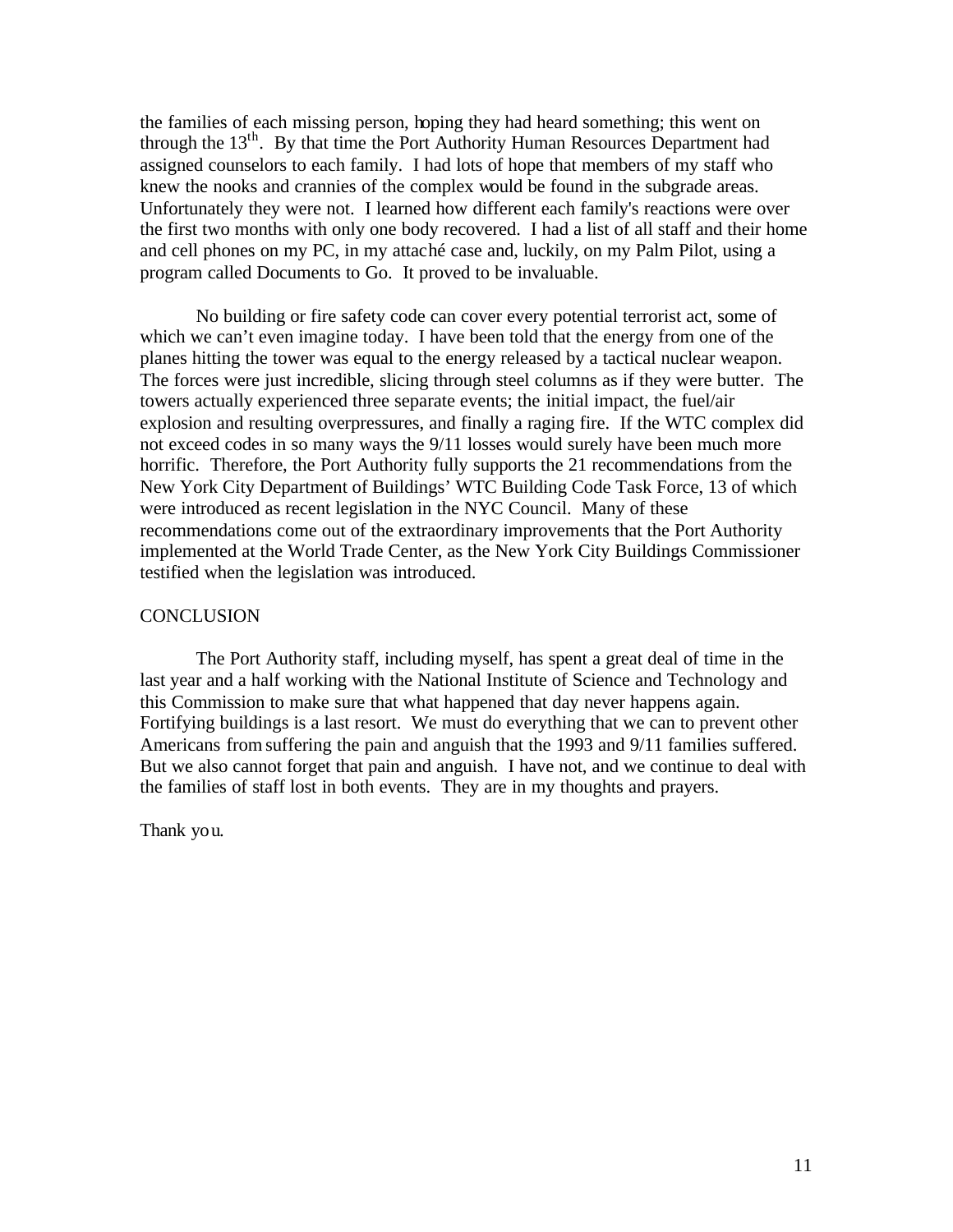the families of each missing person, hoping they had heard something; this went on through the 13th. By that time the Port Authority Human Resources Department had assigned counselors to each family. I had lots of hope that members of my staff who knew the nooks and crannies of the complex would be found in the subgrade areas. Unfortunately they were not. I learned how different each family's reactions were over the first two months with only one body recovered. I had a list of all staff and their home and cell phones on my PC, in my attaché case and, luckily, on my Palm Pilot, using a program called Documents to Go. It proved to be invaluable.

No building or fire safety code can cover every potential terrorist act, some of which we can't even imagine today. I have been told that the energy from one of the planes hitting the tower was equal to the energy released by a tactical nuclear weapon. The forces were just incredible, slicing through steel columns as if they were butter. The towers actually experienced three separate events; the initial impact, the fuel/air explosion and resulting overpressures, and finally a raging fire. If the WTC complex did not exceed codes in so many ways the 9/11 losses would surely have been much more horrific. Therefore, the Port Authority fully supports the 21 recommendations from the New York City Department of Buildings' WTC Building Code Task Force, 13 of which were introduced as recent legislation in the NYC Council. Many of these recommendations come out of the extraordinary improvements that the Port Authority implemented at the World Trade Center, as the New York City Buildings Commissioner testified when the legislation was introduced.

## CONCLUSION

The Port Authority staff, including myself, has spent a great deal of time in the last year and a half working with the National Institute of Science and Technology and this Commission to make sure that what happened that day never happens again. Fortifying buildings is a last resort. We must do everything that we can to prevent other Americans from suffering the pain and anguish that the 1993 and 9/11 families suffered. But we also cannot forget that pain and anguish. I have not, and we continue to deal with the families of staff lost in both events. They are in my thoughts and prayers.

Thank you.